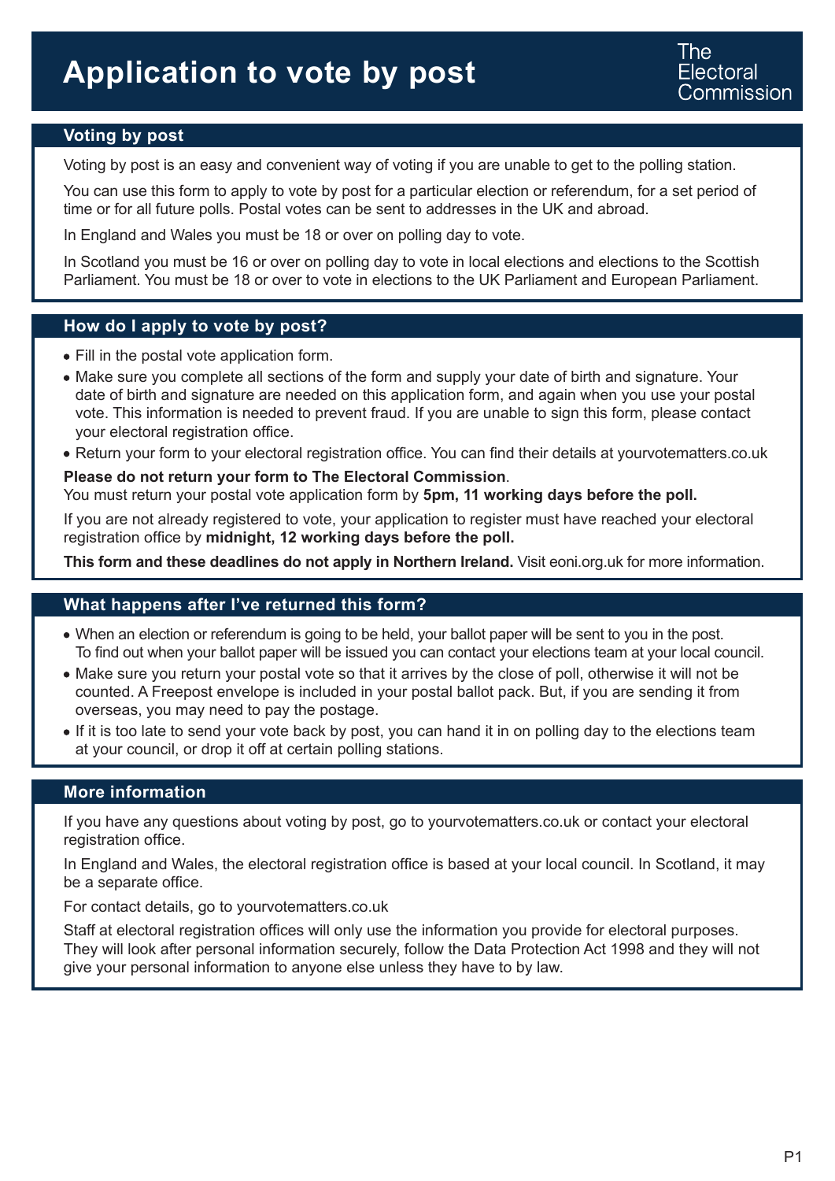# Application to vote by post

The Electoral Commission

## Voting by post

Voting by post is an easy and convenient way of voting if you are unable to get to the polling station.

You can use this form to apply to vote by post for a particular election or referendum, for a set period of time or for all future polls. Postal votes can be sent to addresses in the UK and abroad.

In England and Wales you must be 18 or over on polling day to vote.

In Scotland you must be 16 or over on polling day to vote in local elections and elections to the Scottish Parliament. You must be 18 or over to vote in elections to the UK Parliament and European Parliament.

## How do I apply to vote by post?

- Fill in the postal vote application form.
- Make sure you complete all sections of the form and supply your date of birth and signature. Your date of birth and signature are needed on this application form, and again when you use your postal vote. This information is needed to prevent fraud. If you are unable to sign this form, please contact your electoral registration office.
- Return your form to your electoral registration office. You can find their details at yourvotematters.co.uk

**Please do not return your form to The Electoral Commission**.
You must return your postal vote application form by **5pm, 11 working days before the poll.**

If you are not already registered to vote, your application to register must have reached your electoral registration office by **midnight, 12 working days before the poll.**

**This form and these deadlines do not apply in Northern Ireland.** Visit eoni.org.uk for more information.

## What happens after I've returned this form?

- When an election or referendum is going to be held, your ballot paper will be sent to you in the post. To find out when your ballot paper will be issued you can contact your elections team at your local council.
- Make sure you return your postal vote so that it arrives by the close of poll, otherwise it will not be counted. A Freepost envelope is included in your postal ballot pack. But, if you are sending it from overseas, you may need to pay the postage.
- If it is too late to send your vote back by post, you can hand it in on polling day to the elections team at your council, or drop it off at certain polling stations.

## More information

If you have any questions about voting by post, go to yourvotematters.co.uk or contact your electoral registration office.

In England and Wales, the electoral registration office is based at your local council. In Scotland, it may be a separate office.

For contact details, go to yourvotematters.co.uk

Staff at electoral registration offices will only use the information you provide for electoral purposes. They will look after personal information securely, follow the Data Protection Act 1998 and they will not give your personal information to anyone else unless they have to by law.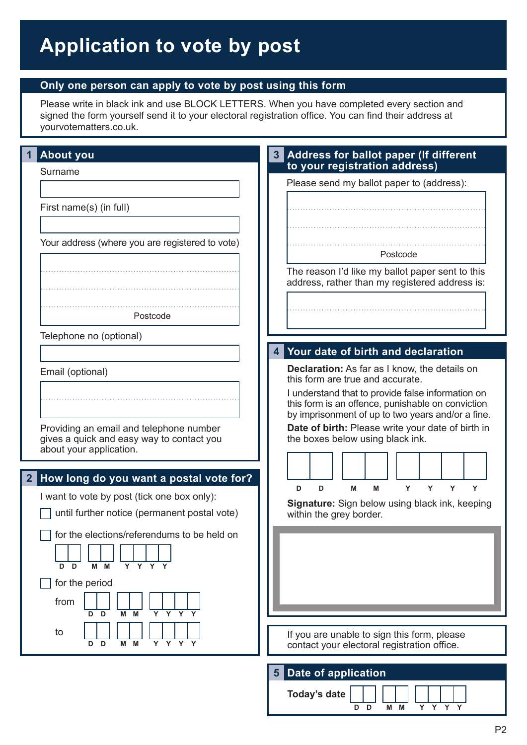# Application to vote by post

## Only one person can apply to vote by post using this form

Please write in black ink and use BLOCK LETTERS. When you have completed every section and signed the form yourself send it to your electoral registration office. You can find their address at yourvotematters.co.uk.

## 1 About you

Surname

First name(s) (in full)

Your address (where you are registered to vote)

Postcode

Telephone no (optional)

Email (optional)

Providing an email and telephone number gives a quick and easy way to contact you about your application.

## 2 How long do you want a postal vote for?

I want to vote by post (tick one box only):

☐ until further notice (permanent postal vote)

☐ for the elections/referendums to be held on

D D M M Y Y Y Y

☐ for the period

from D D M M Y Y Y Y

to D D M M Y Y Y Y

## 3 Address for ballot paper (If different to your registration address)

Please send my ballot paper to (address):

Postcode

The reason I'd like my ballot paper sent to this address, rather than my registered address is:

## 4 Your date of birth and declaration

**Declaration:** As far as I know, the details on this form are true and accurate.

I understand that to provide false information on this form is an offence, punishable on conviction by imprisonment of up to two years and/or a fine.

**Date of birth:** Please write your date of birth in the boxes below using black ink.

D D M M Y Y Y Y

**Signature:** Sign below using black ink, keeping within the grey border.

If you are unable to sign this form, please contact your electoral registration office.

## 5 Date of application

**Today's date** D D M M Y Y Y Y